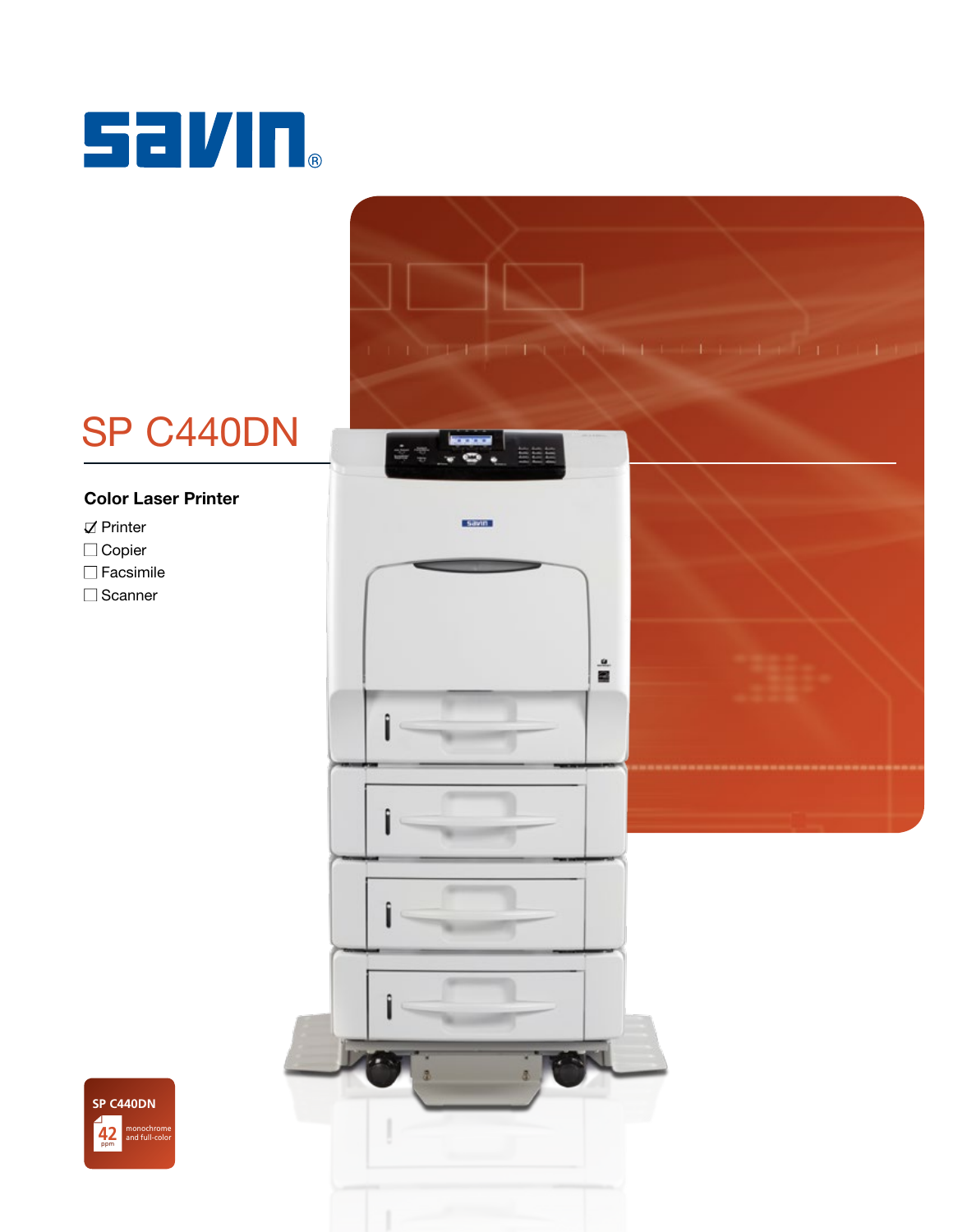# savin®

# SP C440DN

### Color Laser Printer

- ☑ Printer
- ☐ Copier
- ☐ Facsimile
- ☐ Scanner

**SP C440DN**

42 ppm monochrome and full-color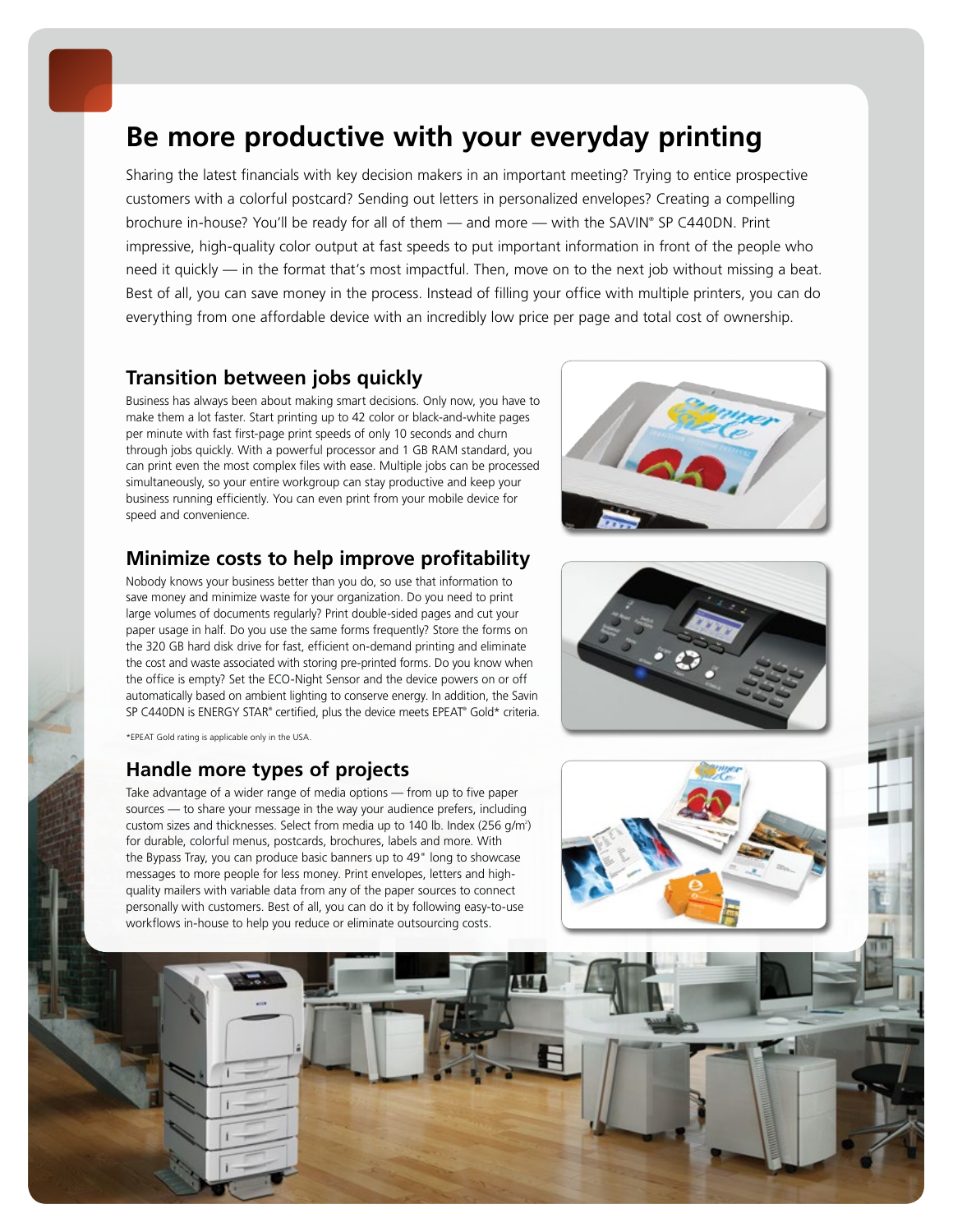# Be more productive with your everyday printing

Sharing the latest financials with key decision makers in an important meeting? Trying to entice prospective customers with a colorful postcard? Sending out letters in personalized envelopes? Creating a compelling brochure in-house? You'll be ready for all of them — and more — with the SAVIN® SP C440DN. Print impressive, high-quality color output at fast speeds to put important information in front of the people who need it quickly — in the format that's most impactful. Then, move on to the next job without missing a beat. Best of all, you can save money in the process. Instead of filling your office with multiple printers, you can do everything from one affordable device with an incredibly low price per page and total cost of ownership.

## Transition between jobs quickly

Business has always been about making smart decisions. Only now, you have to make them a lot faster. Start printing up to 42 color or black-and-white pages per minute with fast first-page print speeds of only 10 seconds and churn through jobs quickly. With a powerful processor and 1 GB RAM standard, you can print even the most complex files with ease. Multiple jobs can be processed simultaneously, so your entire workgroup can stay productive and keep your business running efficiently. You can even print from your mobile device for speed and convenience.

## Minimize costs to help improve profitability

Nobody knows your business better than you do, so use that information to save money and minimize waste for your organization. Do you need to print large volumes of documents regularly? Print double-sided pages and cut your paper usage in half. Do you use the same forms frequently? Store the forms on the 320 GB hard disk drive for fast, efficient on-demand printing and eliminate the cost and waste associated with storing pre-printed forms. Do you know when the office is empty? Set the ECO-Night Sensor and the device powers on or off automatically based on ambient lighting to conserve energy. In addition, the Savin SP C440DN is ENERGY STAR® certified, plus the device meets EPEAT® Gold* criteria.

*EPEAT Gold rating is applicable only in the USA.

## Handle more types of projects

Take advantage of a wider range of media options — from up to five paper sources — to share your message in the way your audience prefers, including custom sizes and thicknesses. Select from media up to 140 lb. Index (256 g/m²) for durable, colorful menus, postcards, brochures, labels and more. With the Bypass Tray, you can produce basic banners up to 49" long to showcase messages to more people for less money. Print envelopes, letters and high-quality mailers with variable data from any of the paper sources to connect personally with customers. Best of all, you can do it by following easy-to-use workflows in-house to help you reduce or eliminate outsourcing costs.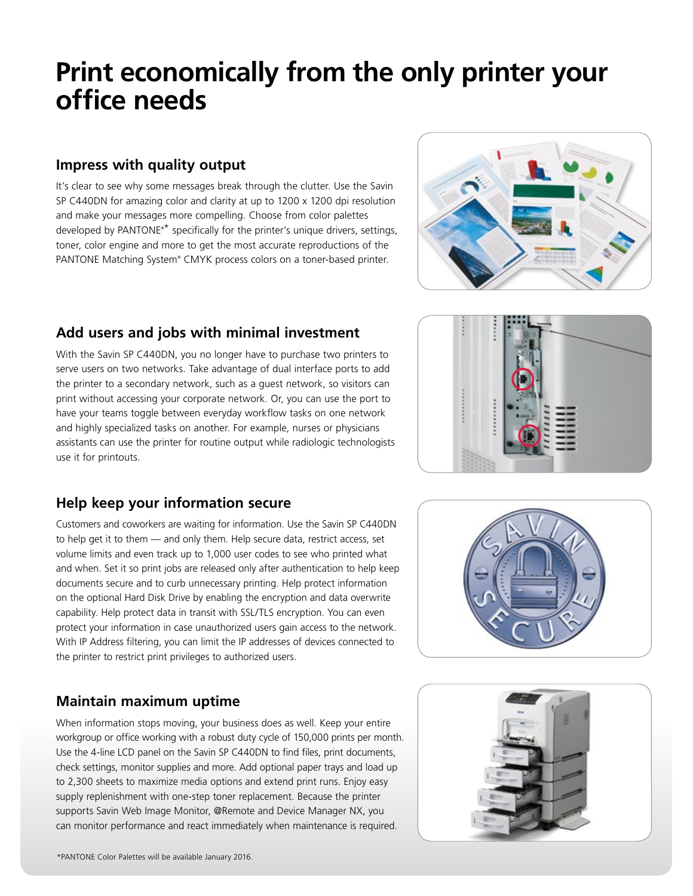# Print economically from the only printer your office needs

## Impress with quality output

It's clear to see why some messages break through the clutter. Use the Savin SP C440DN for amazing color and clarity at up to 1200 x 1200 dpi resolution and make your messages more compelling. Choose from color palettes developed by PANTONE®* specifically for the printer's unique drivers, settings, toner, color engine and more to get the most accurate reproductions of the PANTONE Matching System® CMYK process colors on a toner-based printer.

## Add users and jobs with minimal investment

With the Savin SP C440DN, you no longer have to purchase two printers to serve users on two networks. Take advantage of dual interface ports to add the printer to a secondary network, such as a guest network, so visitors can print without accessing your corporate network. Or, you can use the port to have your teams toggle between everyday workflow tasks on one network and highly specialized tasks on another. For example, nurses or physicians assistants can use the printer for routine output while radiologic technologists use it for printouts.

## Help keep your information secure

Customers and coworkers are waiting for information. Use the Savin SP C440DN to help get it to them — and only them. Help secure data, restrict access, set volume limits and even track up to 1,000 user codes to see who printed what and when. Set it so print jobs are released only after authentication to help keep documents secure and to curb unnecessary printing. Help protect information on the optional Hard Disk Drive by enabling the encryption and data overwrite capability. Help protect data in transit with SSL/TLS encryption. You can even protect your information in case unauthorized users gain access to the network. With IP Address filtering, you can limit the IP addresses of devices connected to the printer to restrict print privileges to authorized users.

## Maintain maximum uptime

When information stops moving, your business does as well. Keep your entire workgroup or office working with a robust duty cycle of 150,000 prints per month. Use the 4-line LCD panel on the Savin SP C440DN to find files, print documents, check settings, monitor supplies and more. Add optional paper trays and load up to 2,300 sheets to maximize media options and extend print runs. Enjoy easy supply replenishment with one-step toner replacement. Because the printer supports Savin Web Image Monitor, @Remote and Device Manager NX, you can monitor performance and react immediately when maintenance is required.

*PANTONE Color Palettes will be available January 2016.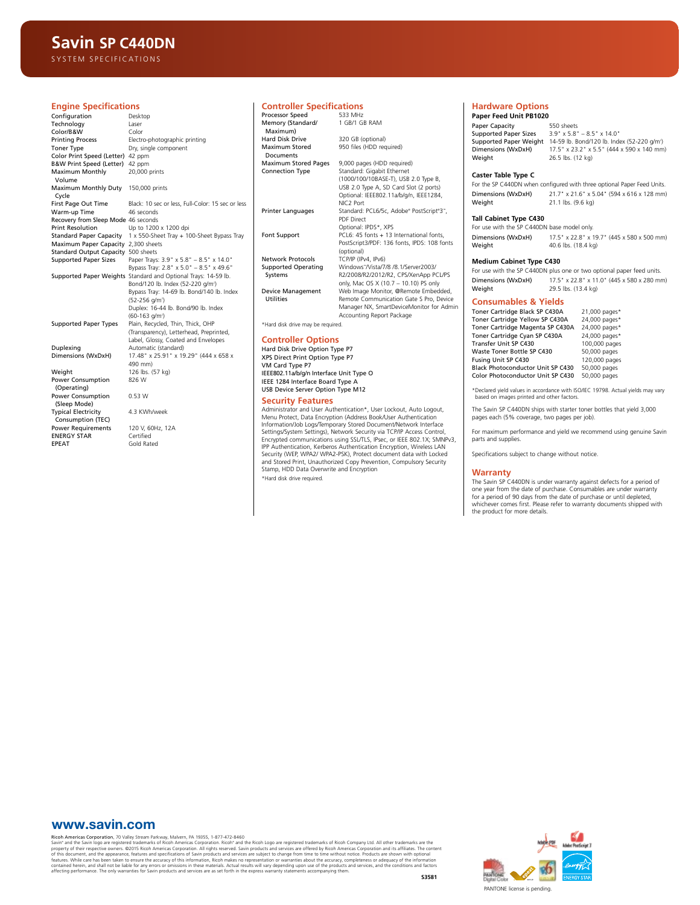# Savin SP C440DN

SYSTEM SPECIFICATIONS

## Engine Specifications

| | |
|---|---|
| Configuration | Desktop |
| Technology | Laser |
| Color/B&W | Color |
| Printing Process | Electro-photographic printing |
| Toner Type | Dry, single component |
| Color Print Speed (Letter) | 42 ppm |
| B&W Print Speed (Letter) | 42 ppm |
| Maximum Monthly Volume | 20,000 prints |
| Maximum Monthly Duty Cycle | 150,000 prints |
| First Page Out Time | Black: 10 sec or less, Full-Color: 15 sec or less |
| Warm-up Time | 46 seconds |
| Recovery from Sleep Mode | 46 seconds |
| Print Resolution | Up to 1200 x 1200 dpi |
| Standard Paper Capacity | 1 x 550-Sheet Tray + 100-Sheet Bypass Tray |
| Maximum Paper Capacity | 2,300 sheets |
| Standard Output Capacity | 500 sheets |
| Supported Paper Sizes | Paper Trays: 3.9" x 5.8" – 8.5" x 14.0"<br>Bypass Tray: 2.8" x 5.0" – 8.5" x 49.6" |
| Supported Paper Weights | Standard and Optional Trays: 14-59 lb. Bond/120 lb. Index (52-220 g/m²)<br>Bypass Tray: 14-69 lb. Bond/140 lb. Index (52-256 g/m²)<br>Duplex: 16-44 lb. Bond/90 lb. Index (60-163 g/m²) |
| Supported Paper Types | Plain, Recycled, Thin, Thick, OHP (Transparency), Letterhead, Preprinted, Label, Glossy, Coated and Envelopes |
| Duplexing | Automatic (standard) |
| Dimensions (WxDxH) | 17.48" x 25.91" x 19.29" (444 x 658 x 490 mm) |
| Weight | 126 lbs. (57 kg) |
| Power Consumption (Operating) | 826 W |
| Power Consumption (Sleep Mode) | 0.53 W |
| Typical Electricity Consumption (TEC) | 4.3 KWh/week |
| Power Requirements | 120 V, 60Hz, 12A |
| ENERGY STAR | Certified |
| EPEAT | Gold Rated |

## Controller Specifications

| | |
|---|---|
| Processor Speed | 533 MHz |
| Memory (Standard/Maximum) | 1 GB/1 GB RAM |
| Hard Disk Drive | 320 GB (optional) |
| Maximum Stored Documents | 950 files (HDD required) |
| Maximum Stored Pages | 9,000 pages (HDD required) |
| Connection Type | Standard: Gigabit Ethernet (1000/100/10BASE-T), USB 2.0 Type B, USB 2.0 Type A, SD Card Slot (2 ports)<br>Optional: IEEE802.11a/b/g/n, IEEE1284, NIC2 Port |
| Printer Languages | Standard: PCL6/5c, Adobe® PostScript®3™, PDF Direct<br>Optional: IPDS*, XPS |
| Font Support | PCL6: 45 fonts + 13 International fonts, PostScript3/PDF: 136 fonts, IPDS: 108 fonts (optional) |
| Network Protocols | TCP/IP (IPv4, IPv6) |
| Supported Operating Systems | Windows®/Vista/7/8 /8.1/Server2003/R2/2008/R2/2012/R2, CPS/XenApp PCL/PS only, Mac OS X (10.7 – 10.10) PS only |
| Device Management Utilities | Web Image Monitor, @Remote Embedded, Remote Communication Gate S Pro, Device Manager NX, SmartDeviceMonitor for Admin Accounting Report Package |

*Hard disk drive may be required.

## Controller Options

Hard Disk Drive Option Type P7
XPS Direct Print Option Type P7
VM Card Type P7
IEEE802.11a/b/g/n Interface Unit Type O
IEEE 1284 Interface Board Type A
USB Device Server Option Type M12

## Security Features

Administrator and User Authentication*, User Lockout, Auto Logout, Menu Protect, Data Encryption (Address Book/User Authentication Information/Job Logs/Temporary Stored Document/Network Interface Settings/System Settings), Network Security via TCP/IP Access Control, Encrypted communications using SSL/TLS, IPsec, or IEEE 802.1X; SMNPv3, IPP Authentication, Kerberos Authentication Encryption, Wireless LAN Security (WEP, WPA2/ WPA2-PSK), Protect document data with Locked and Stored Print, Unauthorized Copy Prevention, Compulsory Security Stamp, HDD Data Overwrite and Encryption

*Hard disk drive required.

## Hardware Options

### Paper Feed Unit PB1020

| | |
|---|---|
| Paper Capacity | 550 sheets |
| Supported Paper Sizes | 3.9" x 5.8" – 8.5" x 14.0" |
| Supported Paper Weight | 14-59 lb. Bond/120 lb. Index (52-220 g/m²) |
| Dimensions (WxDxH) | 17.5" x 23.2" x 5.5" (444 x 590 x 140 mm) |
| Weight | 26.5 lbs. (12 kg) |

### Caster Table Type C

For the SP C440DN when configured with three optional Paper Feed Units.

| | |
|---|---|
| Dimensions (WxDxH) | 21.7" x 21.6" x 5.04" (594 x 616 x 128 mm) |
| Weight | 21.1 lbs. (9.6 kg) |

### Tall Cabinet Type C430

For use with the SP C440DN base model only.

| | |
|---|---|
| Dimensions (WxDxH) | 17.5" x 22.8" x 19.7" (445 x 580 x 500 mm) |
| Weight | 40.6 lbs. (18.4 kg) |

### Medium Cabinet Type C430

For use with the SP C440DN plus one or two optional paper feed units.

| | |
|---|---|
| Dimensions (WxDxH) | 17.5" x 22.8" x 11.0" (445 x 580 x 280 mm) |
| Weight | 29.5 lbs. (13.4 kg) |

## Consumables & Yields

| | |
|---|---|
| Toner Cartridge Black SP C430A | 21,000 pages* |
| Toner Cartridge Yellow SP C430A | 24,000 pages* |
| Toner Cartridge Magenta SP C430A | 24,000 pages* |
| Toner Cartridge Cyan SP C430A | 24,000 pages* |
| Transfer Unit SP C430 | 100,000 pages |
| Waste Toner Bottle SP C430 | 50,000 pages |
| Fusing Unit SP C430 | 120,000 pages |
| Black Photoconductor Unit SP C430 | 50,000 pages |
| Color Photoconductor Unit SP C430 | 50,000 pages |

*Declared yield values in accordance with ISO/IEC 19798. Actual yields may vary based on images printed and other factors.

The Savin SP C440DN ships with starter toner bottles that yield 3,000 pages each (5% coverage, two pages per job).

For maximum performance and yield we recommend using genuine Savin parts and supplies.

Specifications subject to change without notice.

## Warranty

The Savin SP C440DN is under warranty against defects for a period of one year from the date of purchase. Consumables are under warranty for a period of 90 days from the date of purchase or until depleted, whichever comes first. Please refer to warranty documents shipped with the product for more details.

**www.savin.com**

**Ricoh Americas Corporation**, 70 Valley Stream Parkway, Malvern, PA 19355, 1-877-472-8460
Savin® and the Savin logo are registered trademarks of Ricoh Americas Corporation. Ricoh® and the Ricoh Logo are registered trademarks of Ricoh Company Ltd. All other trademarks are the property of their respective owners. ©2015 Ricoh Americas Corporation. All rights reserved. Savin products and services are offered by Ricoh Americas Corporation and its affiliates. The content of this document, and the appearance, features and specifications of Savin products and services are subject to change from time to time without notice. Products are shown with optional features. While care has been taken to ensure the accuracy of this information, Ricoh makes no representation or warranties about the accuracy, completeness or adequacy of the information contained herein, and shall not be liable for any errors or omissions in these materials. Actual results will vary depending upon use of the products and services, and the conditions and factors affecting performance. The only warranties for Savin products and services are as set forth in the express warranty statements accompanying them.

S3581

PANTONE license is pending.